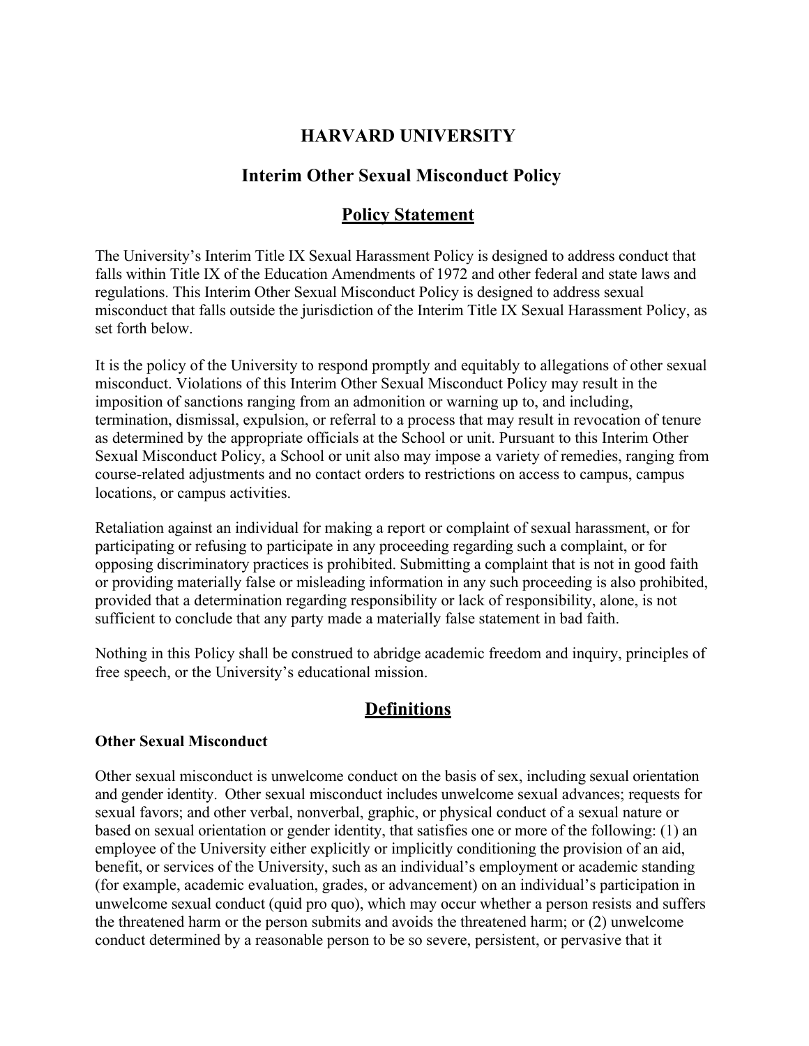# HARVARD UNIVERSITY

## Interim Other Sexual Misconduct Policy

## Policy Statement

The University's Interim Title IX Sexual Harassment Policy is designed to address conduct that falls within Title IX of the Education Amendments of 1972 and other federal and state laws and regulations. This Interim Other Sexual Misconduct Policy is designed to address sexual misconduct that falls outside the jurisdiction of the Interim Title IX Sexual Harassment Policy, as set forth below.

It is the policy of the University to respond promptly and equitably to allegations of other sexual misconduct. Violations of this Interim Other Sexual Misconduct Policy may result in the imposition of sanctions ranging from an admonition or warning up to, and including, termination, dismissal, expulsion, or referral to a process that may result in revocation of tenure as determined by the appropriate officials at the School or unit. Pursuant to this Interim Other Sexual Misconduct Policy, a School or unit also may impose a variety of remedies, ranging from course-related adjustments and no contact orders to restrictions on access to campus, campus locations, or campus activities.

Retaliation against an individual for making a report or complaint of sexual harassment, or for participating or refusing to participate in any proceeding regarding such a complaint, or for opposing discriminatory practices is prohibited. Submitting a complaint that is not in good faith or providing materially false or misleading information in any such proceeding is also prohibited, provided that a determination regarding responsibility or lack of responsibility, alone, is not sufficient to conclude that any party made a materially false statement in bad faith.

Nothing in this Policy shall be construed to abridge academic freedom and inquiry, principles of free speech, or the University's educational mission.

## Definitions

### Other Sexual Misconduct

Other sexual misconduct is unwelcome conduct on the basis of sex, including sexual orientation and gender identity. Other sexual misconduct includes unwelcome sexual advances; requests for sexual favors; and other verbal, nonverbal, graphic, or physical conduct of a sexual nature or based on sexual orientation or gender identity, that satisfies one or more of the following: (1) an employee of the University either explicitly or implicitly conditioning the provision of an aid, benefit, or services of the University, such as an individual's employment or academic standing (for example, academic evaluation, grades, or advancement) on an individual's participation in unwelcome sexual conduct (quid pro quo), which may occur whether a person resists and suffers the threatened harm or the person submits and avoids the threatened harm; or (2) unwelcome conduct determined by a reasonable person to be so severe, persistent, or pervasive that it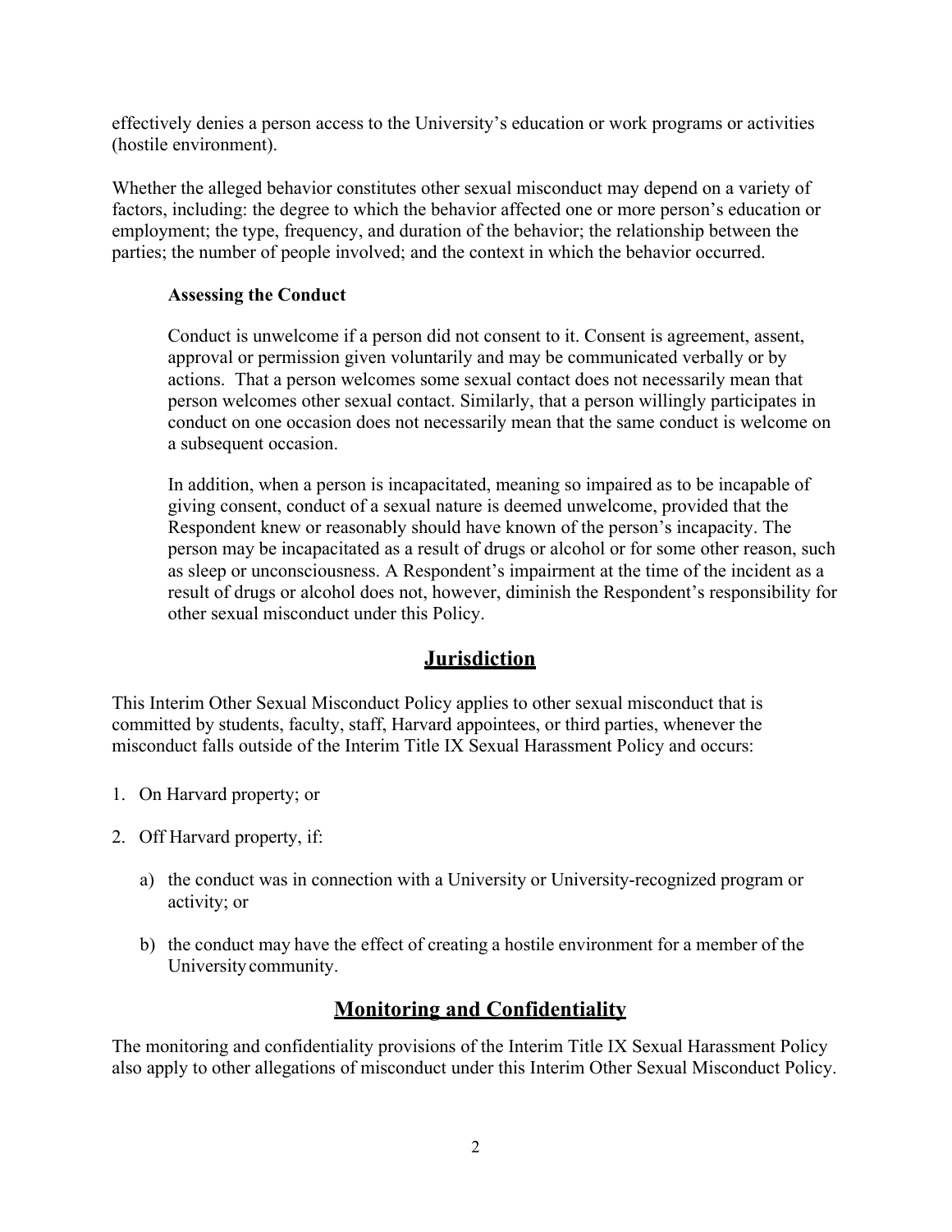effectively denies a person access to the University's education or work programs or activities (hostile environment).

Whether the alleged behavior constitutes other sexual misconduct may depend on a variety of factors, including: the degree to which the behavior affected one or more person's education or employment; the type, frequency, and duration of the behavior; the relationship between the parties; the number of people involved; and the context in which the behavior occurred.

**Assessing the Conduct**

Conduct is unwelcome if a person did not consent to it. Consent is agreement, assent, approval or permission given voluntarily and may be communicated verbally or by actions. That a person welcomes some sexual contact does not necessarily mean that person welcomes other sexual contact. Similarly, that a person willingly participates in conduct on one occasion does not necessarily mean that the same conduct is welcome on a subsequent occasion.

In addition, when a person is incapacitated, meaning so impaired as to be incapable of giving consent, conduct of a sexual nature is deemed unwelcome, provided that the Respondent knew or reasonably should have known of the person's incapacity. The person may be incapacitated as a result of drugs or alcohol or for some other reason, such as sleep or unconsciousness. A Respondent's impairment at the time of the incident as a result of drugs or alcohol does not, however, diminish the Respondent's responsibility for other sexual misconduct under this Policy.

## Jurisdiction

This Interim Other Sexual Misconduct Policy applies to other sexual misconduct that is committed by students, faculty, staff, Harvard appointees, or third parties, whenever the misconduct falls outside of the Interim Title IX Sexual Harassment Policy and occurs:

1. On Harvard property; or

2. Off Harvard property, if:

    a) the conduct was in connection with a University or University-recognized program or activity; or

    b) the conduct may have the effect of creating a hostile environment for a member of the University community.

## Monitoring and Confidentiality

The monitoring and confidentiality provisions of the Interim Title IX Sexual Harassment Policy also apply to other allegations of misconduct under this Interim Other Sexual Misconduct Policy.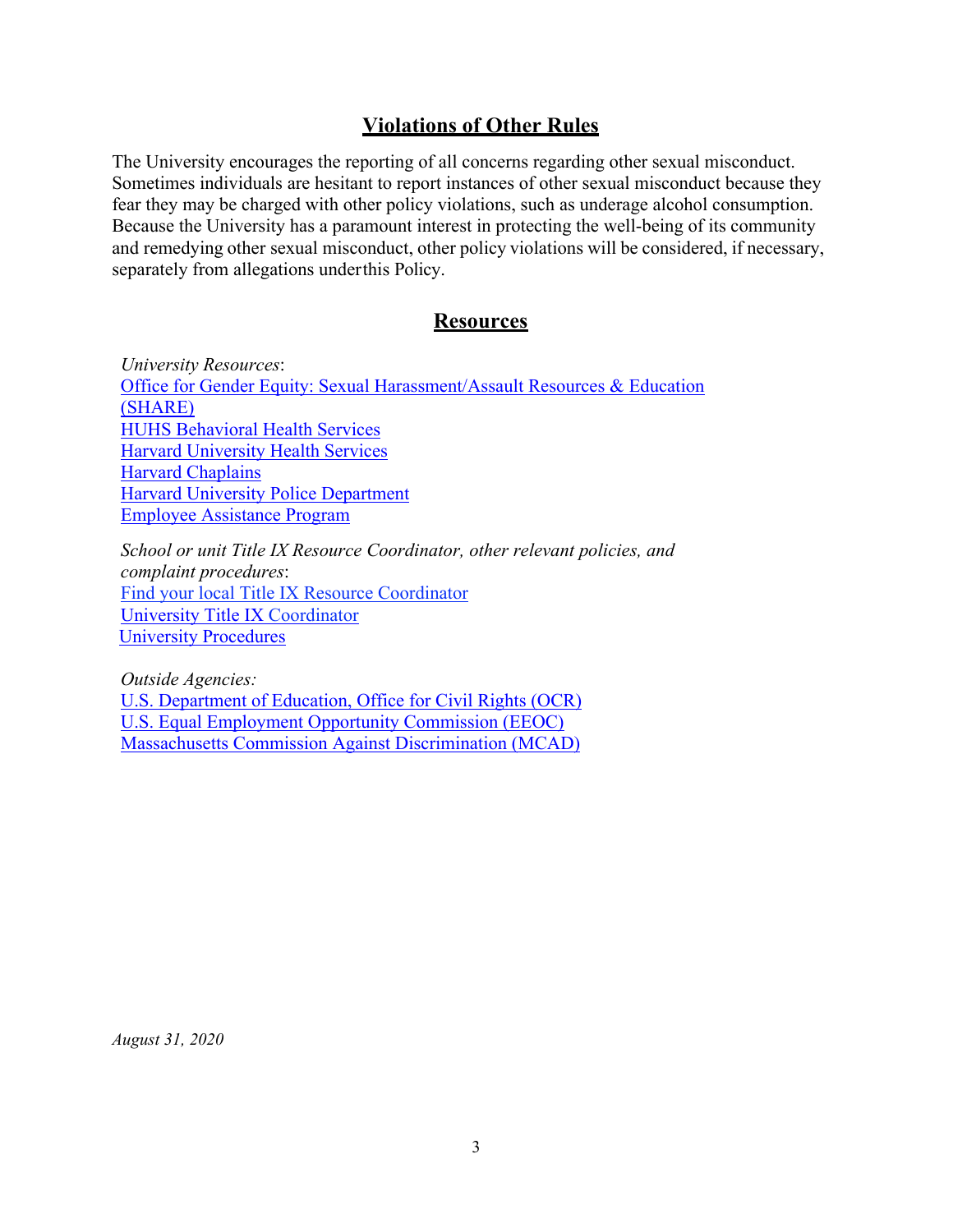## Violations of Other Rules

The University encourages the reporting of all concerns regarding other sexual misconduct. Sometimes individuals are hesitant to report instances of other sexual misconduct because they fear they may be charged with other policy violations, such as underage alcohol consumption. Because the University has a paramount interest in protecting the well-being of its community and remedying other sexual misconduct, other policy violations will be considered, if necessary, separately from allegations under this Policy.

## Resources

*University Resources*:
Office for Gender Equity: Sexual Harassment/Assault Resources & Education (SHARE)
HUHS Behavioral Health Services
Harvard University Health Services
Harvard Chaplains
Harvard University Police Department
Employee Assistance Program

*School or unit Title IX Resource Coordinator, other relevant policies, and complaint procedures*:
Find your local Title IX Resource Coordinator
University Title IX Coordinator
University Procedures

*Outside Agencies:*
U.S. Department of Education, Office for Civil Rights (OCR)
U.S. Equal Employment Opportunity Commission (EEOC)
Massachusetts Commission Against Discrimination (MCAD)

*August 31, 2020*